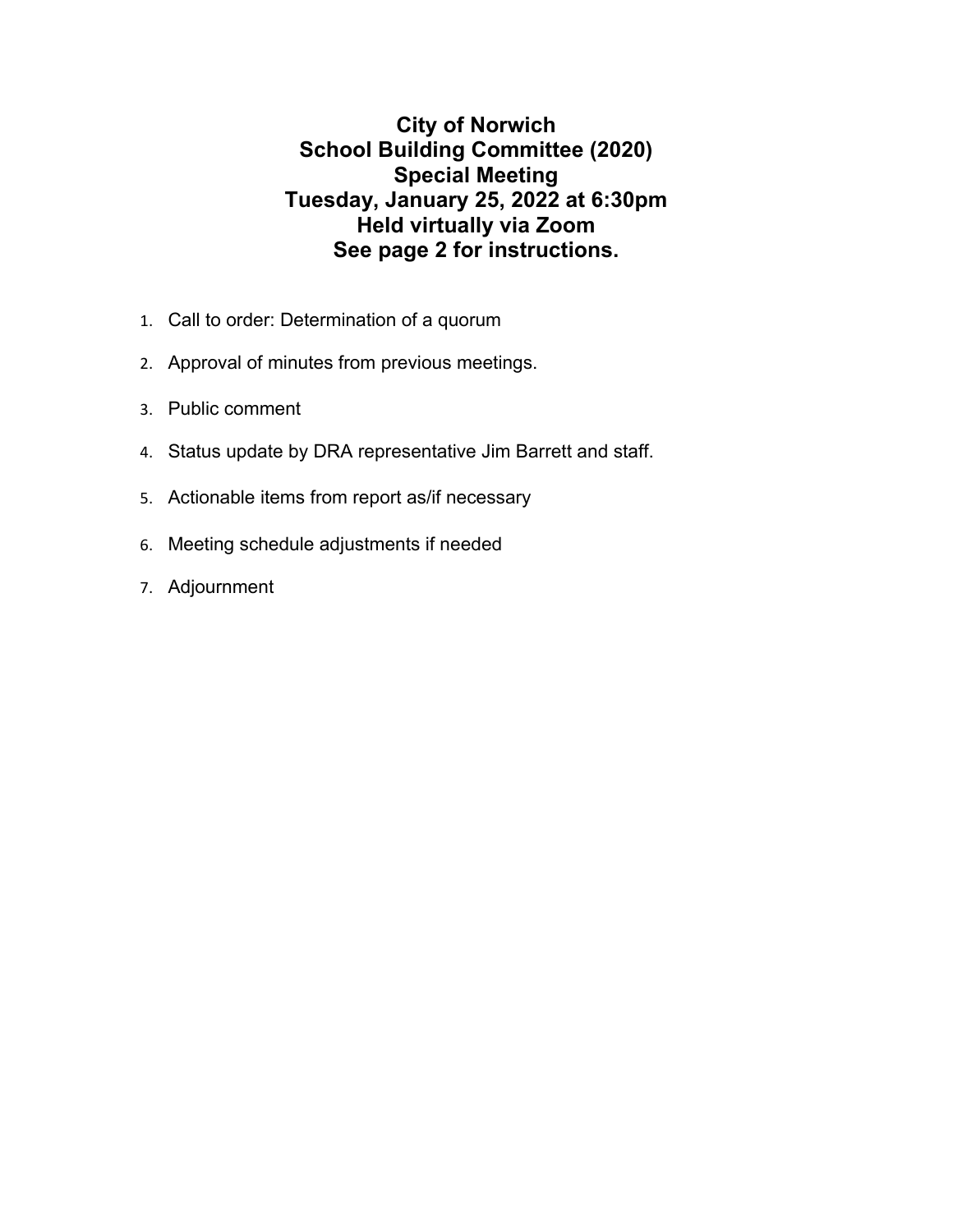# City of Norwich
# School Building Committee (2020)
# Special Meeting
# Tuesday, January 25, 2022 at 6:30pm
# Held virtually via Zoom
# See page 2 for instructions.

1. Call to order: Determination of a quorum
2. Approval of minutes from previous meetings.
3. Public comment
4. Status update by DRA representative Jim Barrett and staff.
5. Actionable items from report as/if necessary
6. Meeting schedule adjustments if needed
7. Adjournment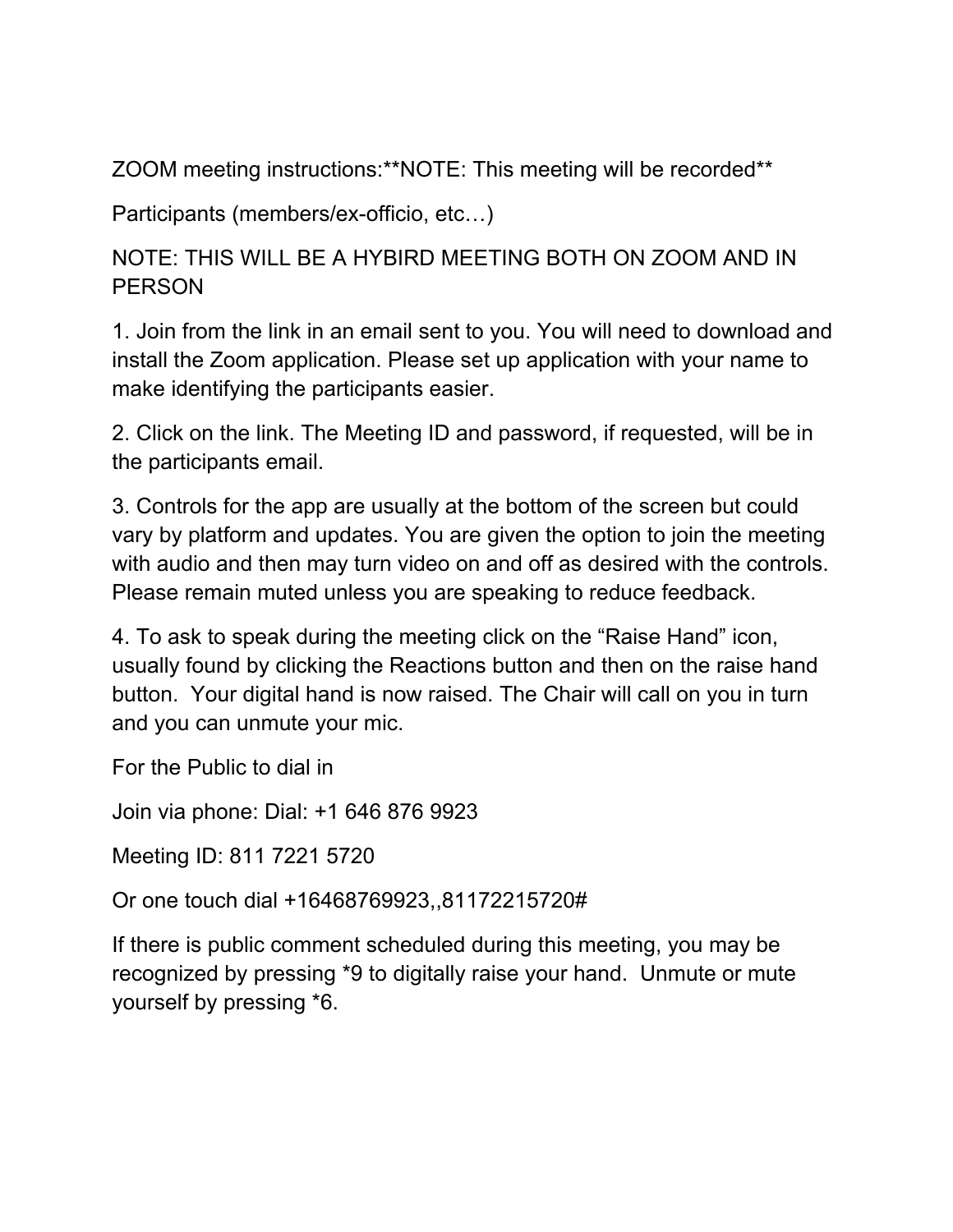ZOOM meeting instructions:**NOTE: This meeting will be recorded**

Participants (members/ex-officio, etc…)

NOTE: THIS WILL BE A HYBIRD MEETING BOTH ON ZOOM AND IN PERSON

1. Join from the link in an email sent to you. You will need to download and install the Zoom application. Please set up application with your name to make identifying the participants easier.

2. Click on the link. The Meeting ID and password, if requested, will be in the participants email.

3. Controls for the app are usually at the bottom of the screen but could vary by platform and updates. You are given the option to join the meeting with audio and then may turn video on and off as desired with the controls. Please remain muted unless you are speaking to reduce feedback.

4. To ask to speak during the meeting click on the "Raise Hand" icon, usually found by clicking the Reactions button and then on the raise hand button. Your digital hand is now raised. The Chair will call on you in turn and you can unmute your mic.

For the Public to dial in

Join via phone: Dial: +1 646 876 9923

Meeting ID: 811 7221 5720

Or one touch dial +16468769923,,81172215720#

If there is public comment scheduled during this meeting, you may be recognized by pressing *9 to digitally raise your hand. Unmute or mute yourself by pressing *6.